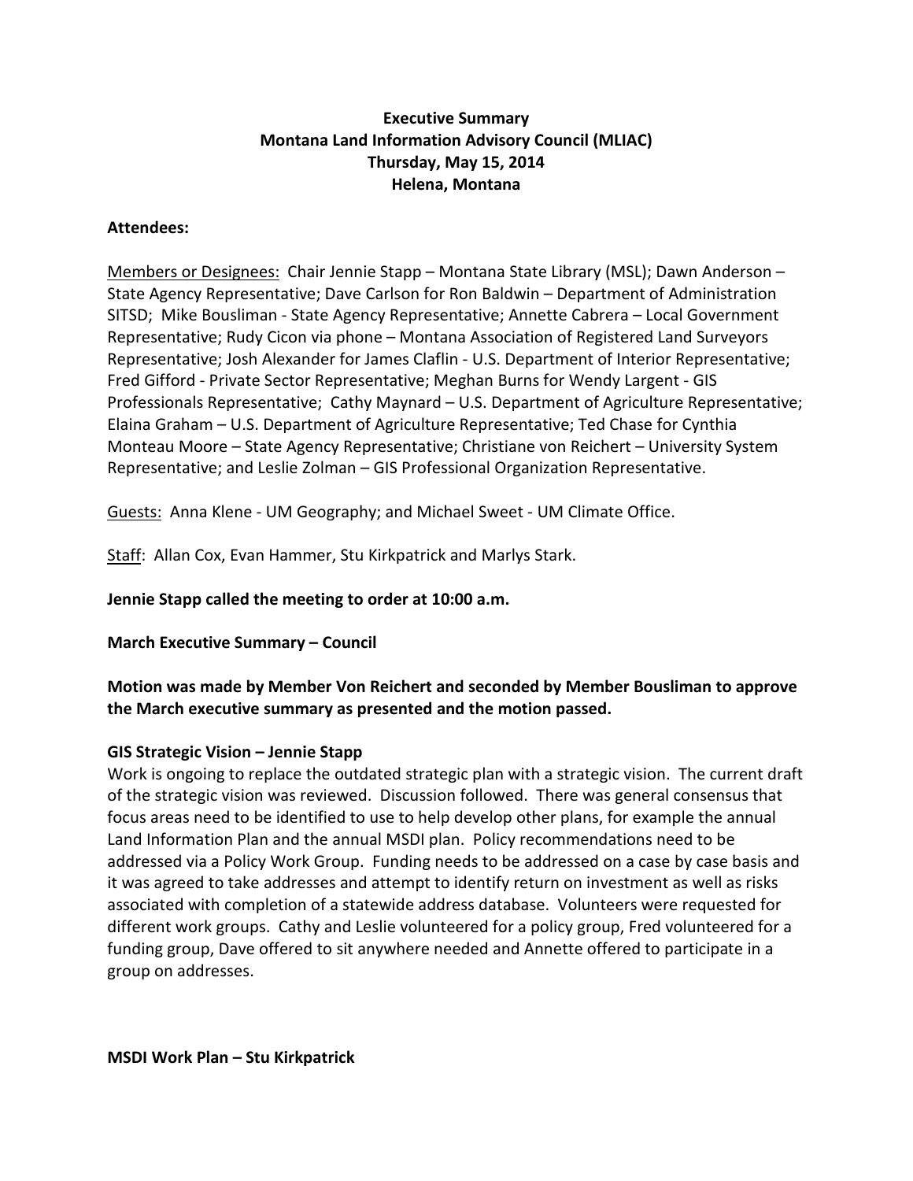**Executive Summary**
**Montana Land Information Advisory Council (MLIAC)**
**Thursday, May 15, 2014**
**Helena, Montana**

**Attendees:**

Members or Designees: Chair Jennie Stapp – Montana State Library (MSL); Dawn Anderson – State Agency Representative; Dave Carlson for Ron Baldwin – Department of Administration SITSD; Mike Bousliman - State Agency Representative; Annette Cabrera – Local Government Representative; Rudy Cicon via phone – Montana Association of Registered Land Surveyors Representative; Josh Alexander for James Claflin - U.S. Department of Interior Representative; Fred Gifford - Private Sector Representative; Meghan Burns for Wendy Largent - GIS Professionals Representative; Cathy Maynard – U.S. Department of Agriculture Representative; Elaina Graham – U.S. Department of Agriculture Representative; Ted Chase for Cynthia Monteau Moore – State Agency Representative; Christiane von Reichert – University System Representative; and Leslie Zolman – GIS Professional Organization Representative.

Guests: Anna Klene - UM Geography; and Michael Sweet - UM Climate Office.

Staff: Allan Cox, Evan Hammer, Stu Kirkpatrick and Marlys Stark.

**Jennie Stapp called the meeting to order at 10:00 a.m.**

**March Executive Summary – Council**

**Motion was made by Member Von Reichert and seconded by Member Bousliman to approve the March executive summary as presented and the motion passed.**

**GIS Strategic Vision – Jennie Stapp**

Work is ongoing to replace the outdated strategic plan with a strategic vision. The current draft of the strategic vision was reviewed. Discussion followed. There was general consensus that focus areas need to be identified to use to help develop other plans, for example the annual Land Information Plan and the annual MSDI plan. Policy recommendations need to be addressed via a Policy Work Group. Funding needs to be addressed on a case by case basis and it was agreed to take addresses and attempt to identify return on investment as well as risks associated with completion of a statewide address database. Volunteers were requested for different work groups. Cathy and Leslie volunteered for a policy group, Fred volunteered for a funding group, Dave offered to sit anywhere needed and Annette offered to participate in a group on addresses.

**MSDI Work Plan – Stu Kirkpatrick**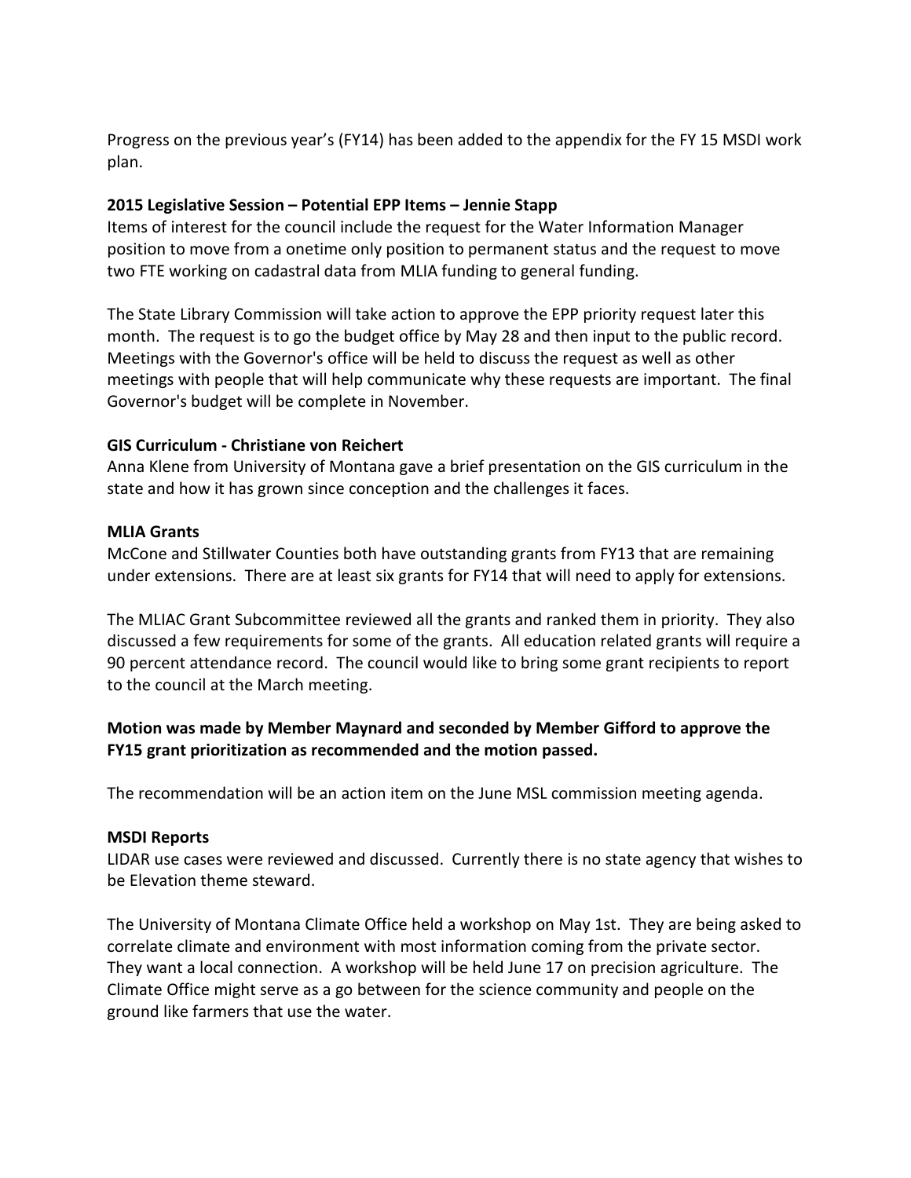Progress on the previous year's (FY14) has been added to the appendix for the FY 15 MSDI work plan.

**2015 Legislative Session – Potential EPP Items – Jennie Stapp**

Items of interest for the council include the request for the Water Information Manager position to move from a onetime only position to permanent status and the request to move two FTE working on cadastral data from MLIA funding to general funding.

The State Library Commission will take action to approve the EPP priority request later this month. The request is to go the budget office by May 28 and then input to the public record. Meetings with the Governor's office will be held to discuss the request as well as other meetings with people that will help communicate why these requests are important. The final Governor's budget will be complete in November.

**GIS Curriculum - Christiane von Reichert**

Anna Klene from University of Montana gave a brief presentation on the GIS curriculum in the state and how it has grown since conception and the challenges it faces.

**MLIA Grants**

McCone and Stillwater Counties both have outstanding grants from FY13 that are remaining under extensions. There are at least six grants for FY14 that will need to apply for extensions.

The MLIAC Grant Subcommittee reviewed all the grants and ranked them in priority. They also discussed a few requirements for some of the grants. All education related grants will require a 90 percent attendance record. The council would like to bring some grant recipients to report to the council at the March meeting.

**Motion was made by Member Maynard and seconded by Member Gifford to approve the FY15 grant prioritization as recommended and the motion passed.**

The recommendation will be an action item on the June MSL commission meeting agenda.

**MSDI Reports**

LIDAR use cases were reviewed and discussed. Currently there is no state agency that wishes to be Elevation theme steward.

The University of Montana Climate Office held a workshop on May 1st. They are being asked to correlate climate and environment with most information coming from the private sector. They want a local connection. A workshop will be held June 17 on precision agriculture. The Climate Office might serve as a go between for the science community and people on the ground like farmers that use the water.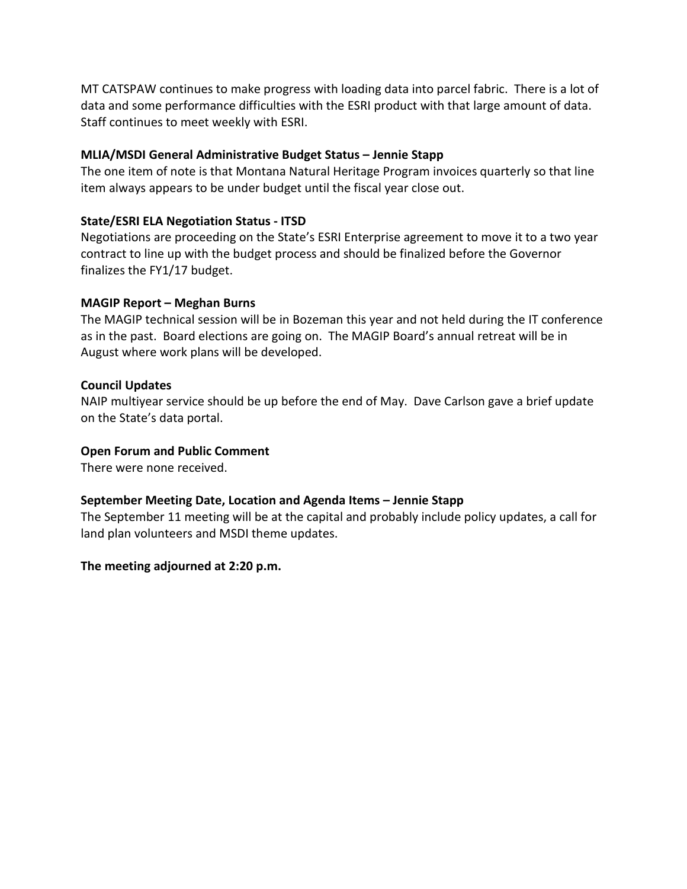MT CATSPAW continues to make progress with loading data into parcel fabric. There is a lot of data and some performance difficulties with the ESRI product with that large amount of data. Staff continues to meet weekly with ESRI.

**MLIA/MSDI General Administrative Budget Status – Jennie Stapp**
The one item of note is that Montana Natural Heritage Program invoices quarterly so that line item always appears to be under budget until the fiscal year close out.

**State/ESRI ELA Negotiation Status - ITSD**
Negotiations are proceeding on the State's ESRI Enterprise agreement to move it to a two year contract to line up with the budget process and should be finalized before the Governor finalizes the FY1/17 budget.

**MAGIP Report – Meghan Burns**
The MAGIP technical session will be in Bozeman this year and not held during the IT conference as in the past. Board elections are going on. The MAGIP Board's annual retreat will be in August where work plans will be developed.

**Council Updates**
NAIP multiyear service should be up before the end of May. Dave Carlson gave a brief update on the State's data portal.

**Open Forum and Public Comment**
There were none received.

**September Meeting Date, Location and Agenda Items – Jennie Stapp**
The September 11 meeting will be at the capital and probably include policy updates, a call for land plan volunteers and MSDI theme updates.

**The meeting adjourned at 2:20 p.m.**